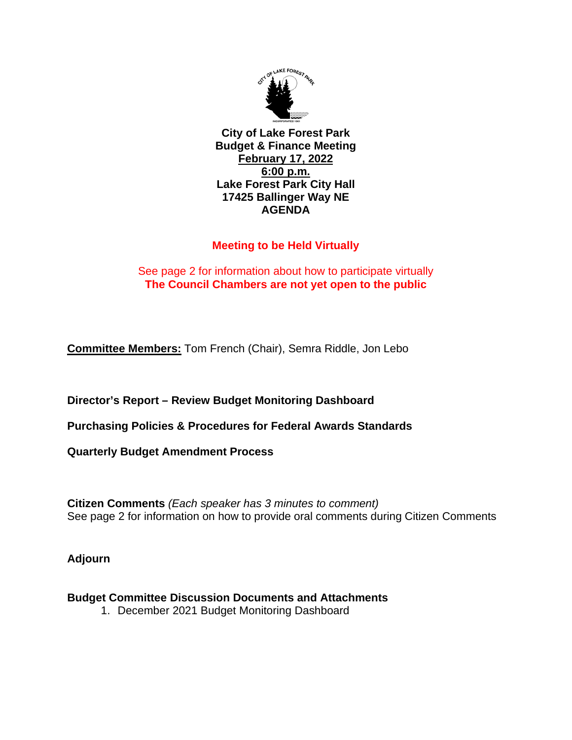# City of Lake Forest Park
## Budget & Finance Meeting
**February 17, 2022**
**6:00 p.m.**
**Lake Forest Park City Hall**
**17425 Ballinger Way NE**
**AGENDA**

**Meeting to be Held Virtually**

See page 2 for information about how to participate virtually
**The Council Chambers are not yet open to the public**

**Committee Members:** Tom French (Chair), Semra Riddle, Jon Lebo

**Director's Report – Review Budget Monitoring Dashboard**

**Purchasing Policies & Procedures for Federal Awards Standards**

**Quarterly Budget Amendment Process**

**Citizen Comments** *(Each speaker has 3 minutes to comment)*
See page 2 for information on how to provide oral comments during Citizen Comments

**Adjourn**

**Budget Committee Discussion Documents and Attachments**

1. December 2021 Budget Monitoring Dashboard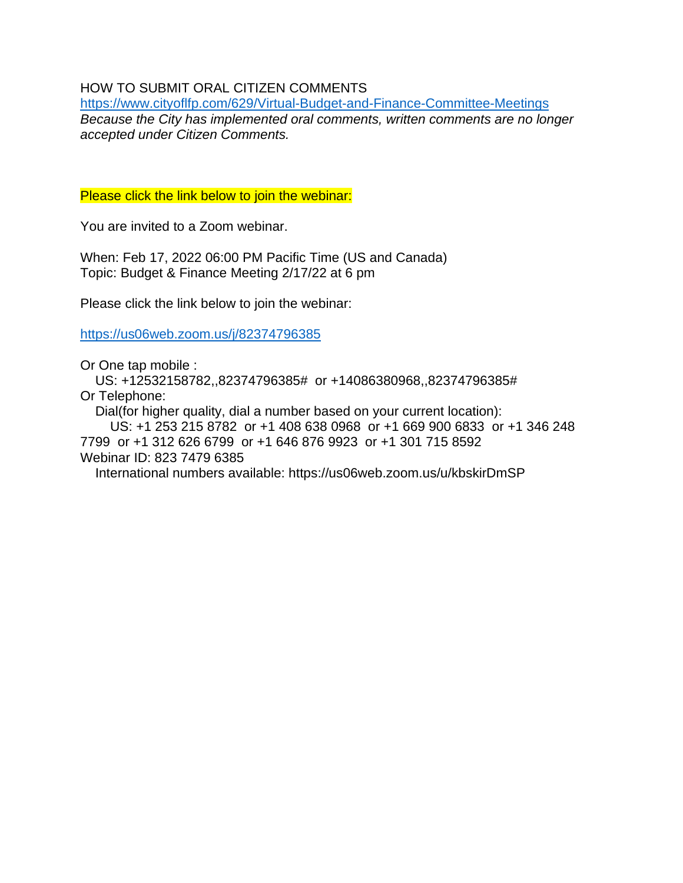HOW TO SUBMIT ORAL CITIZEN COMMENTS

https://www.cityoflfp.com/629/Virtual-Budget-and-Finance-Committee-Meetings

*Because the City has implemented oral comments, written comments are no longer accepted under Citizen Comments.*

Please click the link below to join the webinar:

You are invited to a Zoom webinar.

When: Feb 17, 2022 06:00 PM Pacific Time (US and Canada)
Topic: Budget & Finance Meeting 2/17/22 at 6 pm

Please click the link below to join the webinar:

https://us06web.zoom.us/j/82374796385

Or One tap mobile :
US: +12532158782,,82374796385# or +14086380968,,82374796385#
Or Telephone:
Dial(for higher quality, dial a number based on your current location):
US: +1 253 215 8782 or +1 408 638 0968 or +1 669 900 6833 or +1 346 248 7799 or +1 312 626 6799 or +1 646 876 9923 or +1 301 715 8592
Webinar ID: 823 7479 6385
International numbers available: https://us06web.zoom.us/u/kbskirDmSP